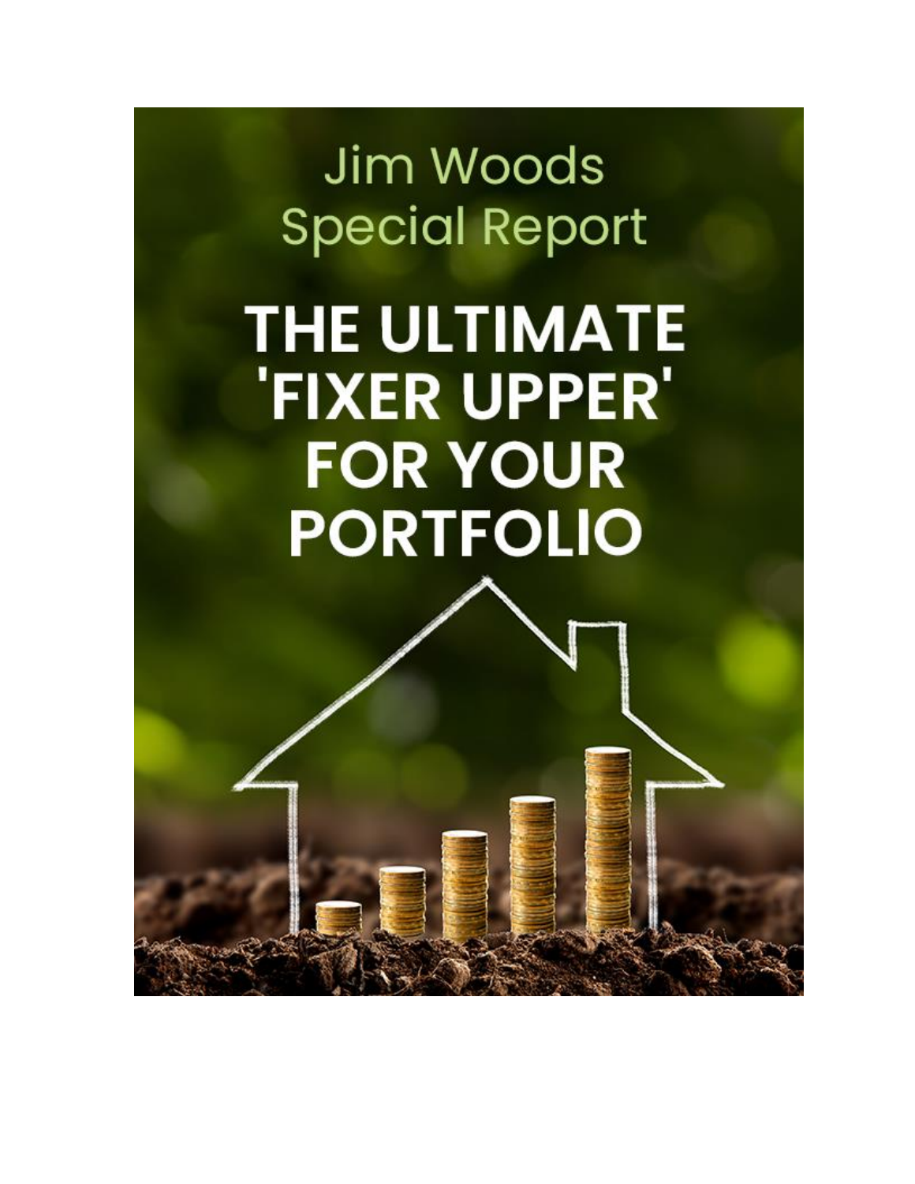Jim Woods
Special Report

# THE ULTIMATE 'FIXER UPPER' FOR YOUR PORTFOLIO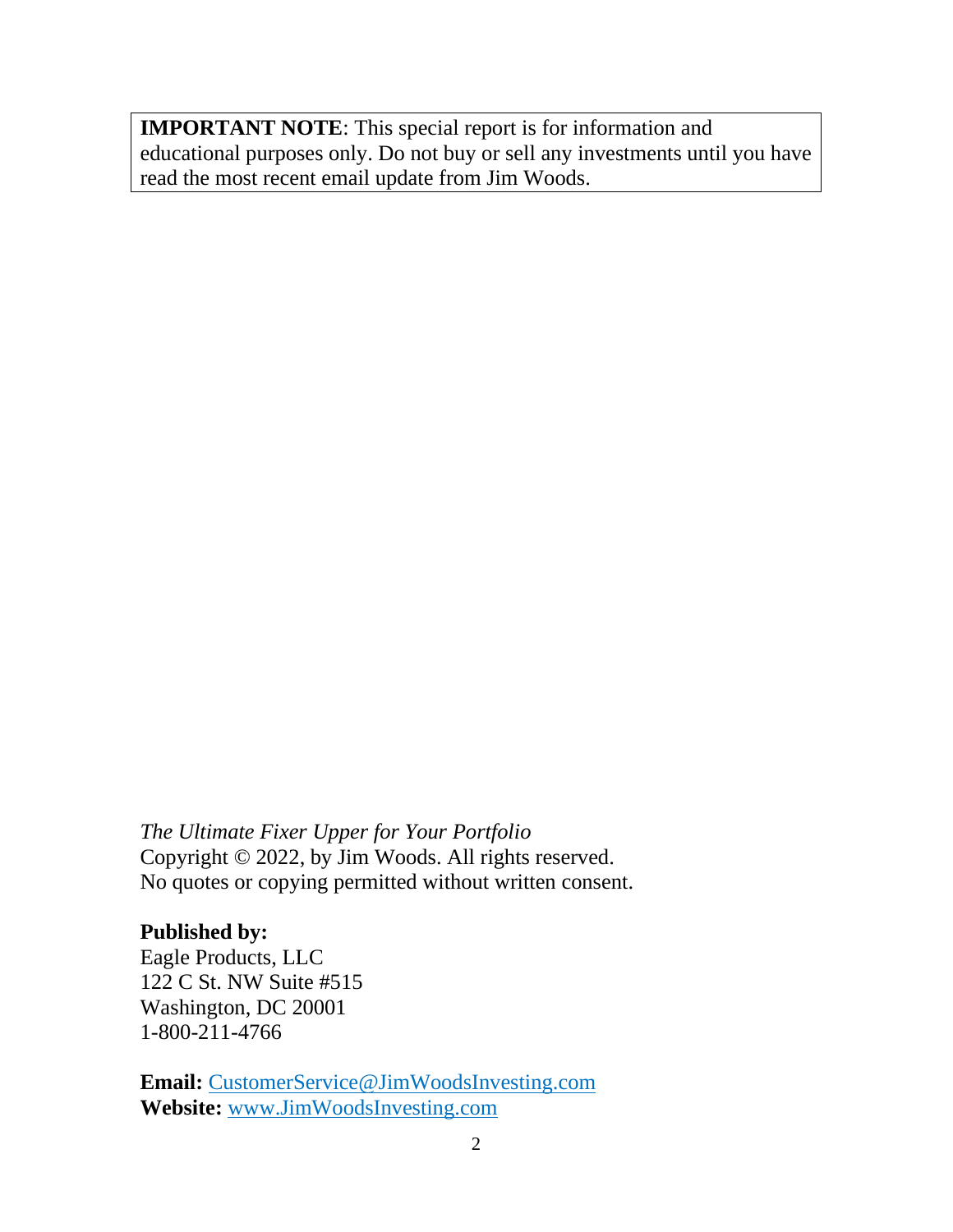**IMPORTANT NOTE**: This special report is for information and educational purposes only. Do not buy or sell any investments until you have read the most recent email update from Jim Woods.

*The Ultimate Fixer Upper for Your Portfolio*
Copyright © 2022, by Jim Woods. All rights reserved.
No quotes or copying permitted without written consent.

**Published by:**
Eagle Products, LLC
122 C St. NW Suite #515
Washington, DC 20001
1-800-211-4766

**Email:** CustomerService@JimWoodsInvesting.com
**Website:** www.JimWoodsInvesting.com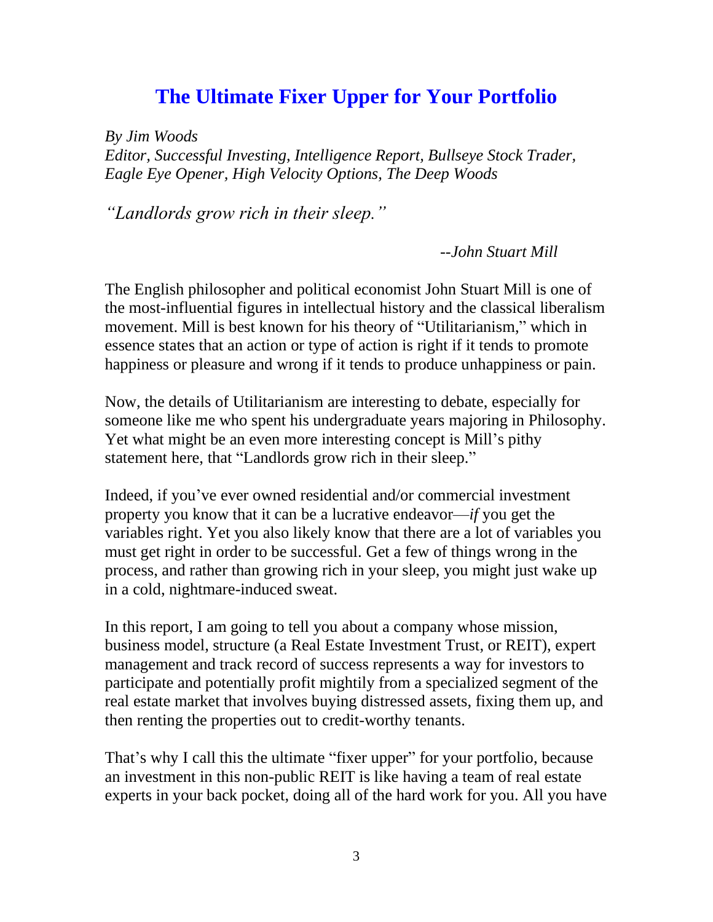# The Ultimate Fixer Upper for Your Portfolio

*By Jim Woods*
*Editor, Successful Investing, Intelligence Report, Bullseye Stock Trader, Eagle Eye Opener, High Velocity Options, The Deep Woods*

*"Landlords grow rich in their sleep."*

*--John Stuart Mill*

The English philosopher and political economist John Stuart Mill is one of the most-influential figures in intellectual history and the classical liberalism movement. Mill is best known for his theory of "Utilitarianism," which in essence states that an action or type of action is right if it tends to promote happiness or pleasure and wrong if it tends to produce unhappiness or pain.

Now, the details of Utilitarianism are interesting to debate, especially for someone like me who spent his undergraduate years majoring in Philosophy. Yet what might be an even more interesting concept is Mill's pithy statement here, that "Landlords grow rich in their sleep."

Indeed, if you've ever owned residential and/or commercial investment property you know that it can be a lucrative endeavor—*if* you get the variables right. Yet you also likely know that there are a lot of variables you must get right in order to be successful. Get a few of things wrong in the process, and rather than growing rich in your sleep, you might just wake up in a cold, nightmare-induced sweat.

In this report, I am going to tell you about a company whose mission, business model, structure (a Real Estate Investment Trust, or REIT), expert management and track record of success represents a way for investors to participate and potentially profit mightily from a specialized segment of the real estate market that involves buying distressed assets, fixing them up, and then renting the properties out to credit-worthy tenants.

That's why I call this the ultimate "fixer upper" for your portfolio, because an investment in this non-public REIT is like having a team of real estate experts in your back pocket, doing all of the hard work for you. All you have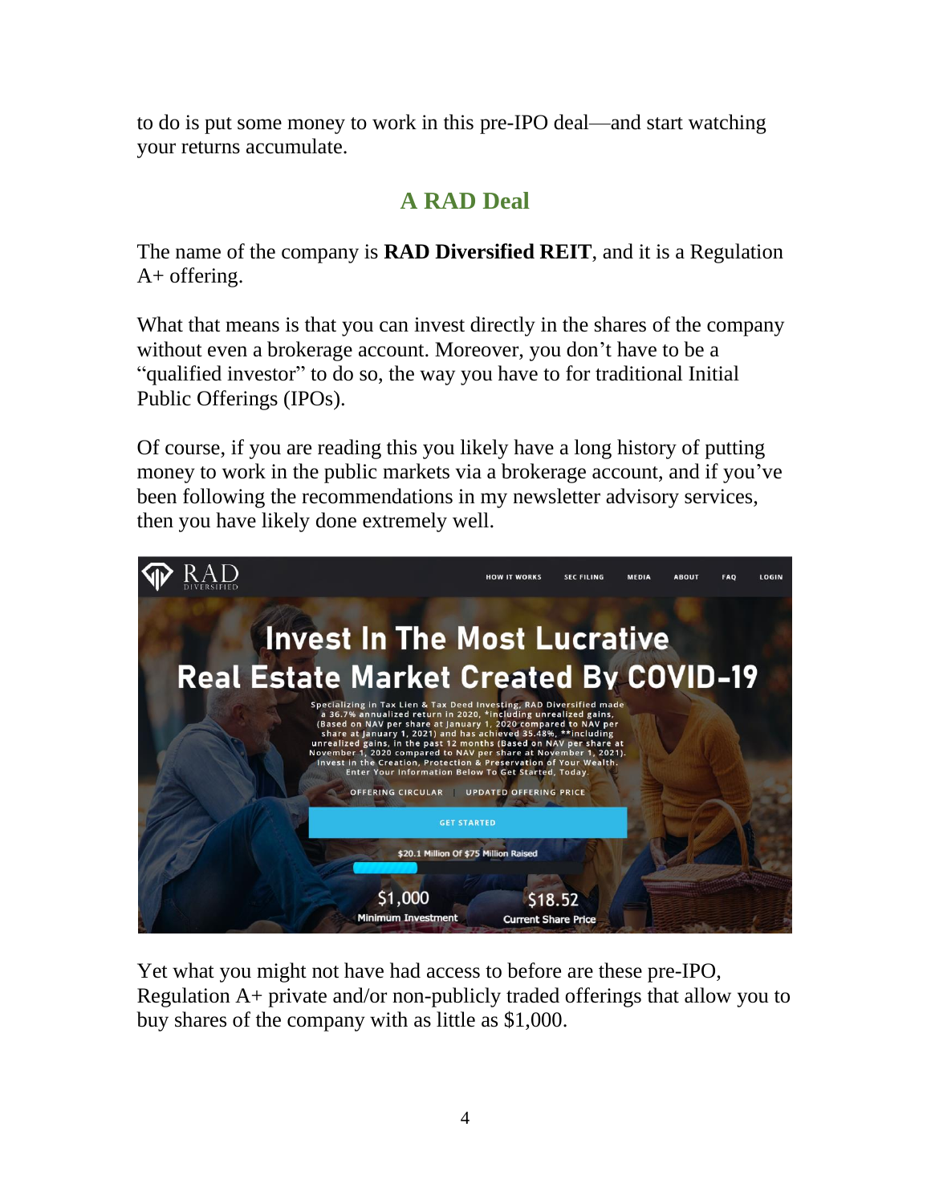to do is put some money to work in this pre-IPO deal—and start watching your returns accumulate.

## A RAD Deal

The name of the company is **RAD Diversified REIT**, and it is a Regulation A+ offering.

What that means is that you can invest directly in the shares of the company without even a brokerage account. Moreover, you don't have to be a "qualified investor" to do so, the way you have to for traditional Initial Public Offerings (IPOs).

Of course, if you are reading this you likely have a long history of putting money to work in the public markets via a brokerage account, and if you've been following the recommendations in my newsletter advisory services, then you have likely done extremely well.

Yet what you might not have had access to before are these pre-IPO, Regulation A+ private and/or non-publicly traded offerings that allow you to buy shares of the company with as little as $1,000.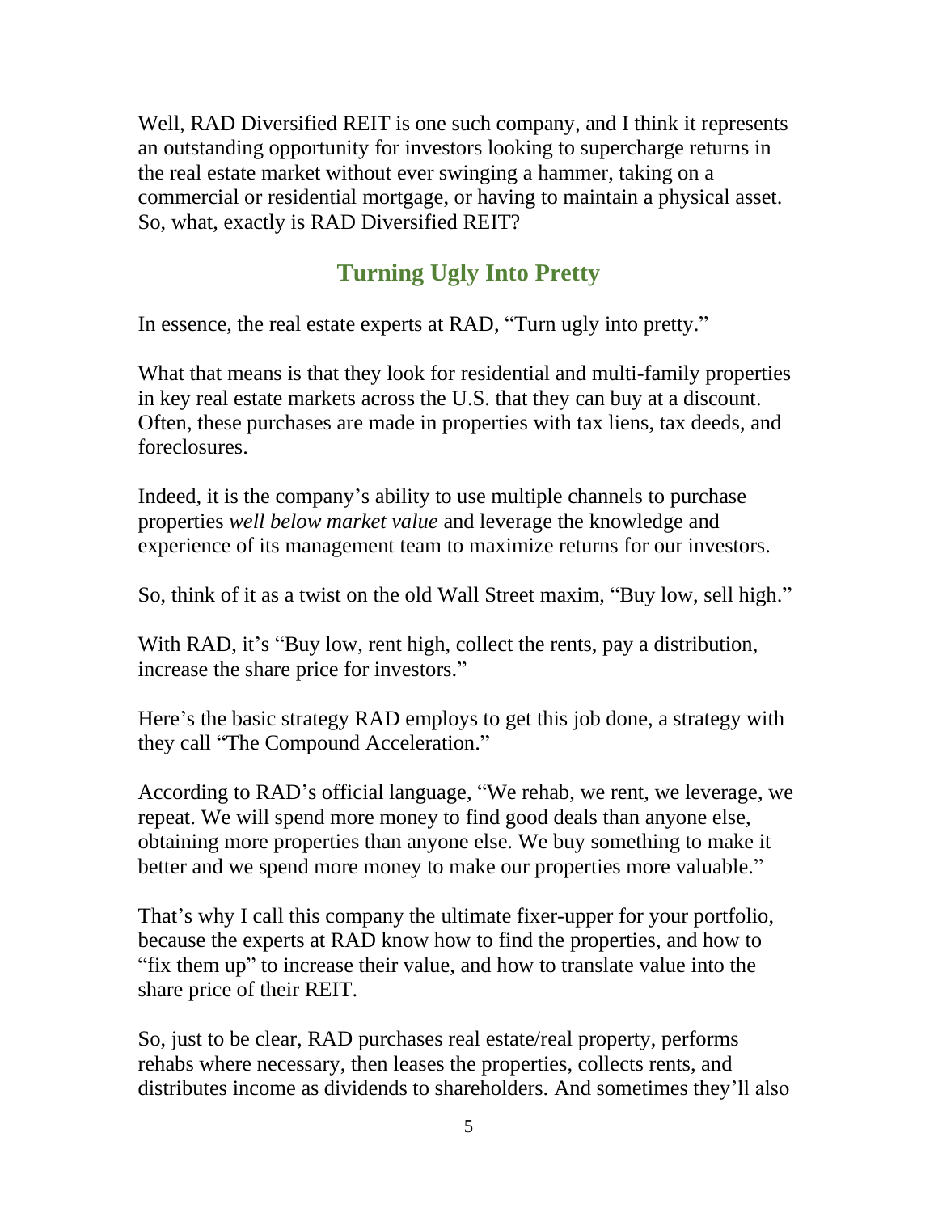Well, RAD Diversified REIT is one such company, and I think it represents an outstanding opportunity for investors looking to supercharge returns in the real estate market without ever swinging a hammer, taking on a commercial or residential mortgage, or having to maintain a physical asset. So, what, exactly is RAD Diversified REIT?

## Turning Ugly Into Pretty

In essence, the real estate experts at RAD, "Turn ugly into pretty."

What that means is that they look for residential and multi-family properties in key real estate markets across the U.S. that they can buy at a discount. Often, these purchases are made in properties with tax liens, tax deeds, and foreclosures.

Indeed, it is the company's ability to use multiple channels to purchase properties *well below market value* and leverage the knowledge and experience of its management team to maximize returns for our investors.

So, think of it as a twist on the old Wall Street maxim, "Buy low, sell high."

With RAD, it's "Buy low, rent high, collect the rents, pay a distribution, increase the share price for investors."

Here's the basic strategy RAD employs to get this job done, a strategy with they call "The Compound Acceleration."

According to RAD's official language, "We rehab, we rent, we leverage, we repeat. We will spend more money to find good deals than anyone else, obtaining more properties than anyone else. We buy something to make it better and we spend more money to make our properties more valuable."

That's why I call this company the ultimate fixer-upper for your portfolio, because the experts at RAD know how to find the properties, and how to "fix them up" to increase their value, and how to translate value into the share price of their REIT.

So, just to be clear, RAD purchases real estate/real property, performs rehabs where necessary, then leases the properties, collects rents, and distributes income as dividends to shareholders. And sometimes they'll also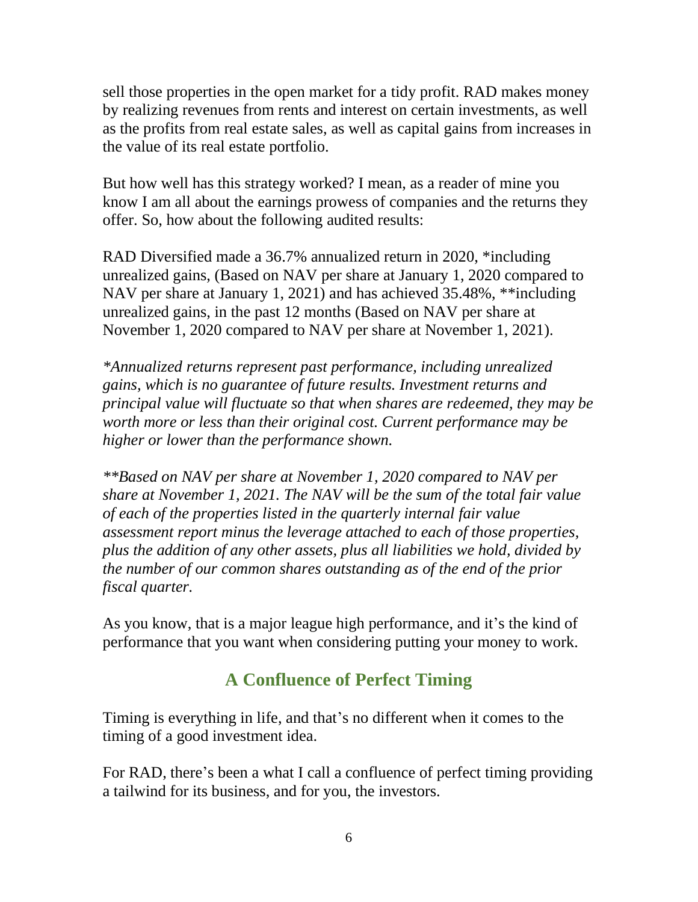sell those properties in the open market for a tidy profit. RAD makes money by realizing revenues from rents and interest on certain investments, as well as the profits from real estate sales, as well as capital gains from increases in the value of its real estate portfolio.

But how well has this strategy worked? I mean, as a reader of mine you know I am all about the earnings prowess of companies and the returns they offer. So, how about the following audited results:

RAD Diversified made a 36.7% annualized return in 2020, *including unrealized gains, (Based on NAV per share at January 1, 2020 compared to NAV per share at January 1, 2021) and has achieved 35.48%, **including unrealized gains, in the past 12 months (Based on NAV per share at November 1, 2020 compared to NAV per share at November 1, 2021).

*\*Annualized returns represent past performance, including unrealized gains, which is no guarantee of future results. Investment returns and principal value will fluctuate so that when shares are redeemed, they may be worth more or less than their original cost. Current performance may be higher or lower than the performance shown.*

*\*\*Based on NAV per share at November 1, 2020 compared to NAV per share at November 1, 2021. The NAV will be the sum of the total fair value of each of the properties listed in the quarterly internal fair value assessment report minus the leverage attached to each of those properties, plus the addition of any other assets, plus all liabilities we hold, divided by the number of our common shares outstanding as of the end of the prior fiscal quarter.*

As you know, that is a major league high performance, and it's the kind of performance that you want when considering putting your money to work.

## A Confluence of Perfect Timing

Timing is everything in life, and that's no different when it comes to the timing of a good investment idea.

For RAD, there's been a what I call a confluence of perfect timing providing a tailwind for its business, and for you, the investors.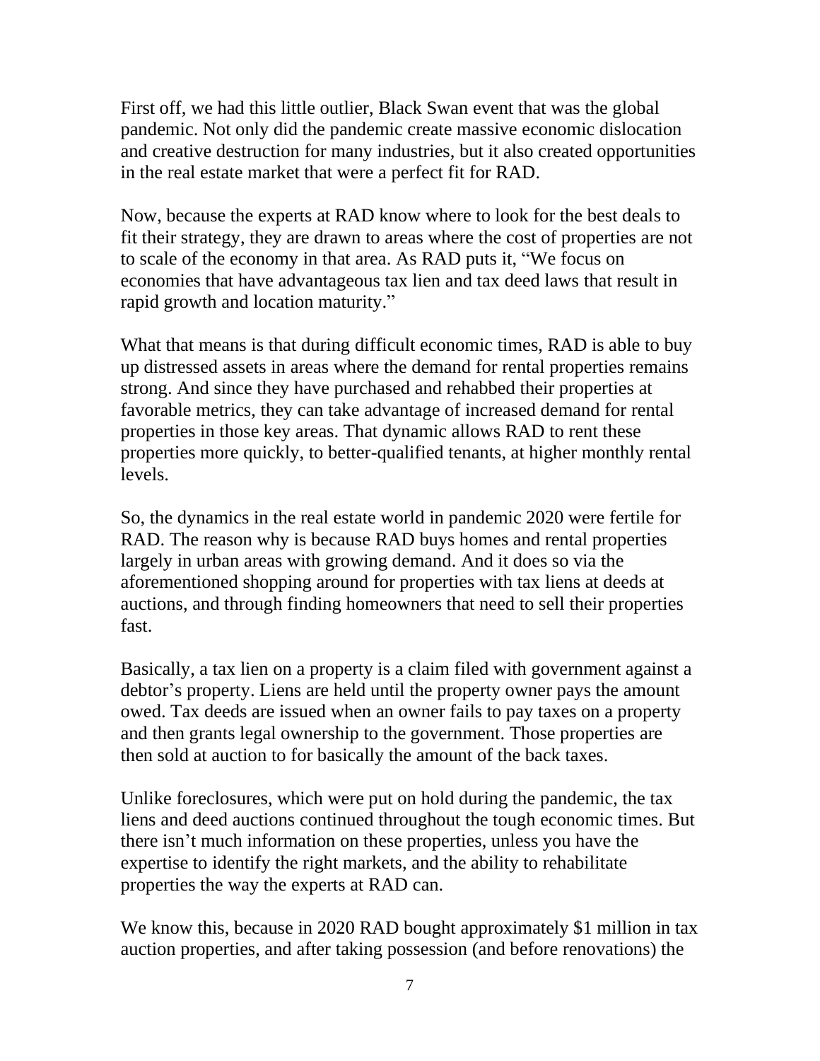First off, we had this little outlier, Black Swan event that was the global pandemic. Not only did the pandemic create massive economic dislocation and creative destruction for many industries, but it also created opportunities in the real estate market that were a perfect fit for RAD.

Now, because the experts at RAD know where to look for the best deals to fit their strategy, they are drawn to areas where the cost of properties are not to scale of the economy in that area. As RAD puts it, "We focus on economies that have advantageous tax lien and tax deed laws that result in rapid growth and location maturity."

What that means is that during difficult economic times, RAD is able to buy up distressed assets in areas where the demand for rental properties remains strong. And since they have purchased and rehabbed their properties at favorable metrics, they can take advantage of increased demand for rental properties in those key areas. That dynamic allows RAD to rent these properties more quickly, to better-qualified tenants, at higher monthly rental levels.

So, the dynamics in the real estate world in pandemic 2020 were fertile for RAD. The reason why is because RAD buys homes and rental properties largely in urban areas with growing demand. And it does so via the aforementioned shopping around for properties with tax liens at deeds at auctions, and through finding homeowners that need to sell their properties fast.

Basically, a tax lien on a property is a claim filed with government against a debtor's property. Liens are held until the property owner pays the amount owed. Tax deeds are issued when an owner fails to pay taxes on a property and then grants legal ownership to the government. Those properties are then sold at auction to for basically the amount of the back taxes.

Unlike foreclosures, which were put on hold during the pandemic, the tax liens and deed auctions continued throughout the tough economic times. But there isn't much information on these properties, unless you have the expertise to identify the right markets, and the ability to rehabilitate properties the way the experts at RAD can.

We know this, because in 2020 RAD bought approximately $1 million in tax auction properties, and after taking possession (and before renovations) the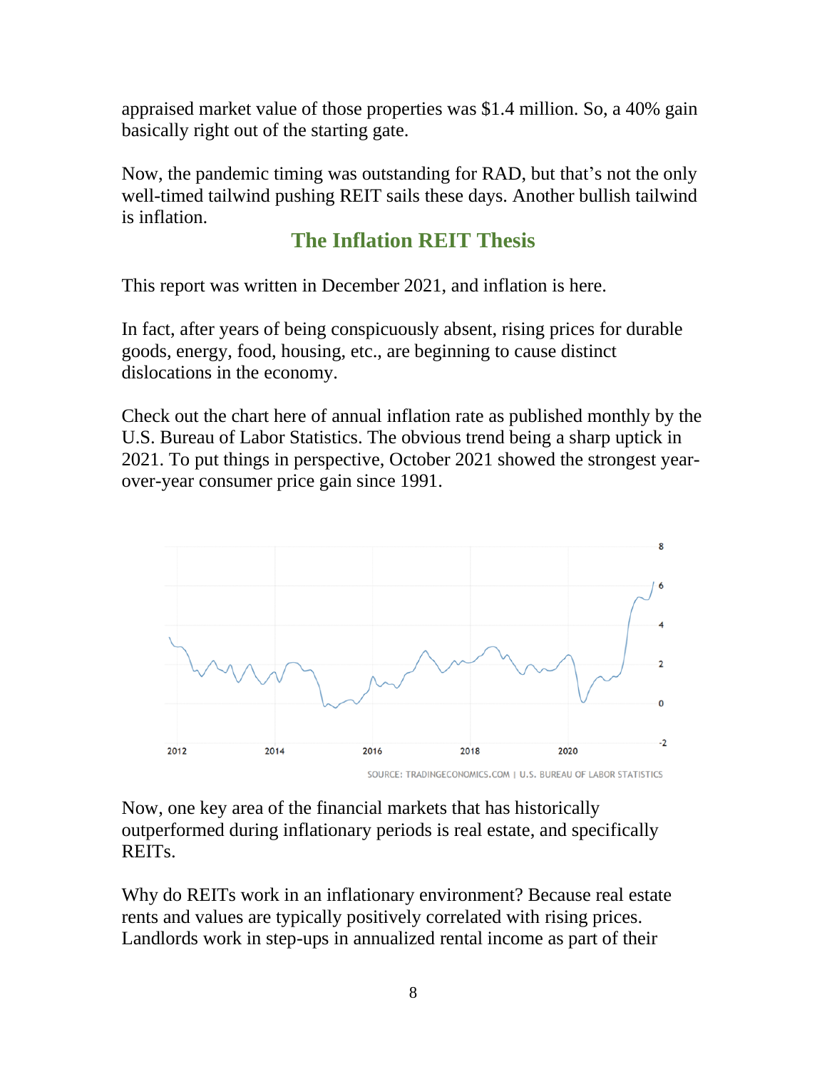appraised market value of those properties was $1.4 million. So, a 40% gain basically right out of the starting gate.

Now, the pandemic timing was outstanding for RAD, but that's not the only well-timed tailwind pushing REIT sails these days. Another bullish tailwind is inflation.

## The Inflation REIT Thesis

This report was written in December 2021, and inflation is here.

In fact, after years of being conspicuously absent, rising prices for durable goods, energy, food, housing, etc., are beginning to cause distinct dislocations in the economy.

Check out the chart here of annual inflation rate as published monthly by the U.S. Bureau of Labor Statistics. The obvious trend being a sharp uptick in 2021. To put things in perspective, October 2021 showed the strongest year-over-year consumer price gain since 1991.

SOURCE: TRADINGECONOMICS.COM | U.S. BUREAU OF LABOR STATISTICS

Now, one key area of the financial markets that has historically outperformed during inflationary periods is real estate, and specifically REITs.

Why do REITs work in an inflationary environment? Because real estate rents and values are typically positively correlated with rising prices. Landlords work in step-ups in annualized rental income as part of their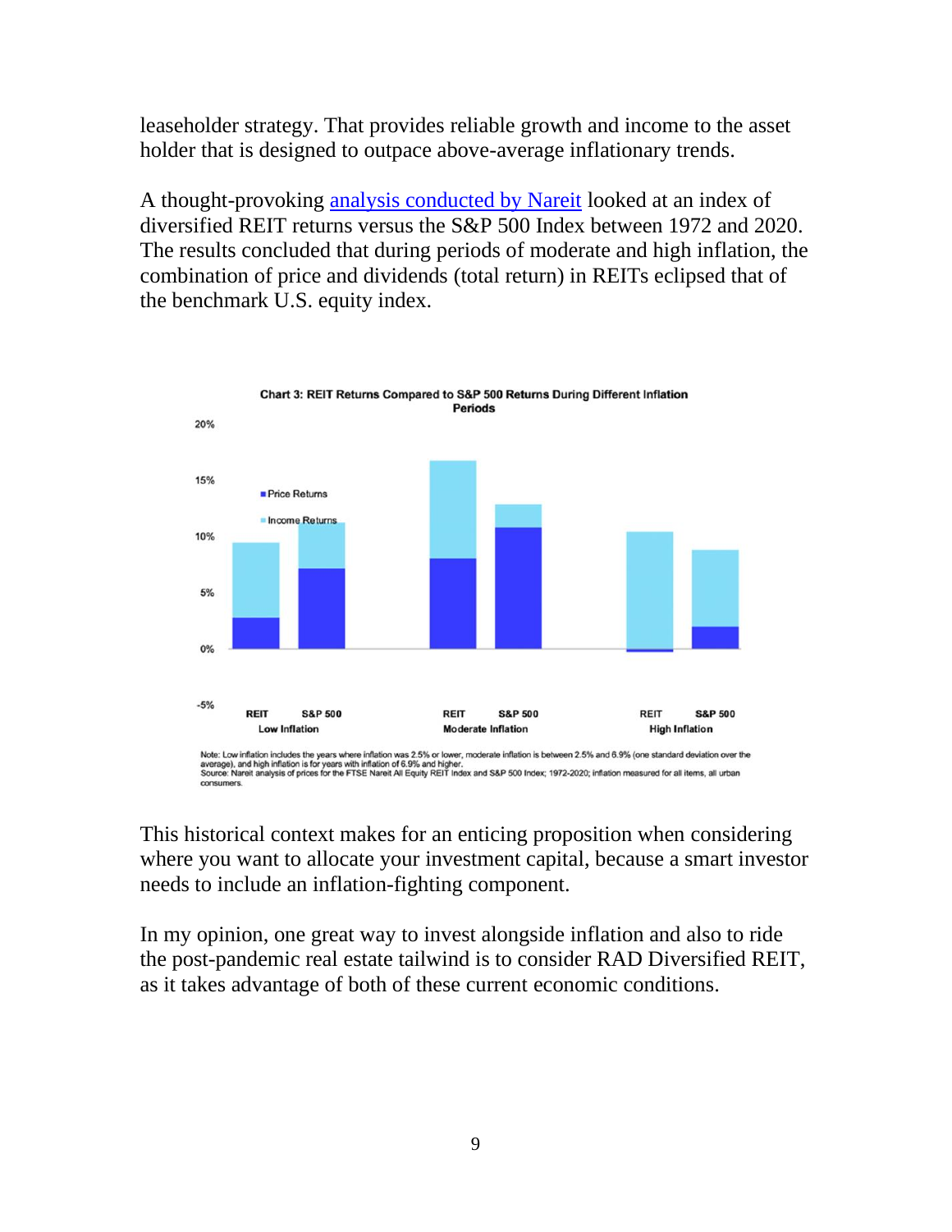leaseholder strategy. That provides reliable growth and income to the asset holder that is designed to outpace above-average inflationary trends.

A thought-provoking [analysis conducted by Nareit](#) looked at an index of diversified REIT returns versus the S&P 500 Index between 1972 and 2020. The results concluded that during periods of moderate and high inflation, the combination of price and dividends (total return) in REITs eclipsed that of the benchmark U.S. equity index.

**Chart 3: REIT Returns Compared to S&P 500 Returns During Different Inflation Periods**

Note: Low inflation includes the years where inflation was 2.5% or lower, moderate inflation is between 2.5% and 6.9% (one standard deviation over the average), and high inflation is for years with inflation of 6.9% and higher.
Source: Nareit analysis of prices for the FTSE Nareit All Equity REIT Index and S&P 500 Index; 1972-2020; inflation measured for all items, all urban consumers.

This historical context makes for an enticing proposition when considering where you want to allocate your investment capital, because a smart investor needs to include an inflation-fighting component.

In my opinion, one great way to invest alongside inflation and also to ride the post-pandemic real estate tailwind is to consider RAD Diversified REIT, as it takes advantage of both of these current economic conditions.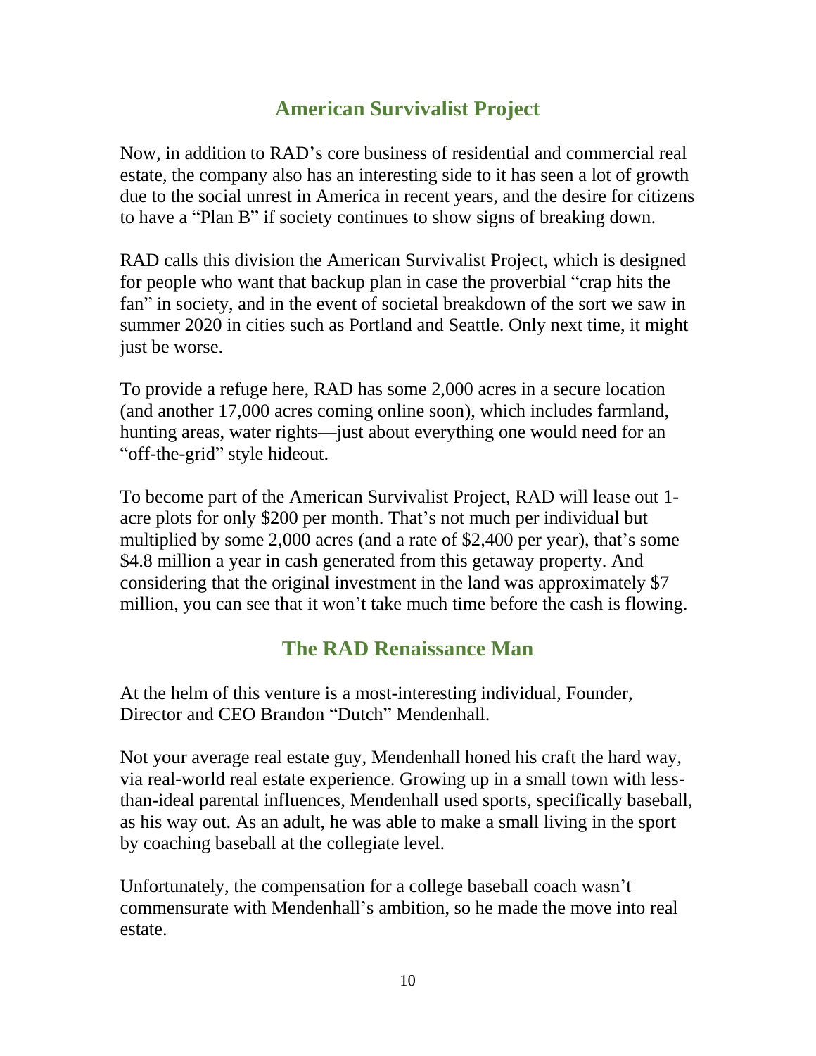## American Survivalist Project

Now, in addition to RAD's core business of residential and commercial real estate, the company also has an interesting side to it has seen a lot of growth due to the social unrest in America in recent years, and the desire for citizens to have a "Plan B" if society continues to show signs of breaking down.

RAD calls this division the American Survivalist Project, which is designed for people who want that backup plan in case the proverbial "crap hits the fan" in society, and in the event of societal breakdown of the sort we saw in summer 2020 in cities such as Portland and Seattle. Only next time, it might just be worse.

To provide a refuge here, RAD has some 2,000 acres in a secure location (and another 17,000 acres coming online soon), which includes farmland, hunting areas, water rights—just about everything one would need for an "off-the-grid" style hideout.

To become part of the American Survivalist Project, RAD will lease out 1-acre plots for only $200 per month. That's not much per individual but multiplied by some 2,000 acres (and a rate of $2,400 per year), that's some $4.8 million a year in cash generated from this getaway property. And considering that the original investment in the land was approximately $7 million, you can see that it won't take much time before the cash is flowing.

## The RAD Renaissance Man

At the helm of this venture is a most-interesting individual, Founder, Director and CEO Brandon "Dutch" Mendenhall.

Not your average real estate guy, Mendenhall honed his craft the hard way, via real-world real estate experience. Growing up in a small town with less-than-ideal parental influences, Mendenhall used sports, specifically baseball, as his way out. As an adult, he was able to make a small living in the sport by coaching baseball at the collegiate level.

Unfortunately, the compensation for a college baseball coach wasn't commensurate with Mendenhall's ambition, so he made the move into real estate.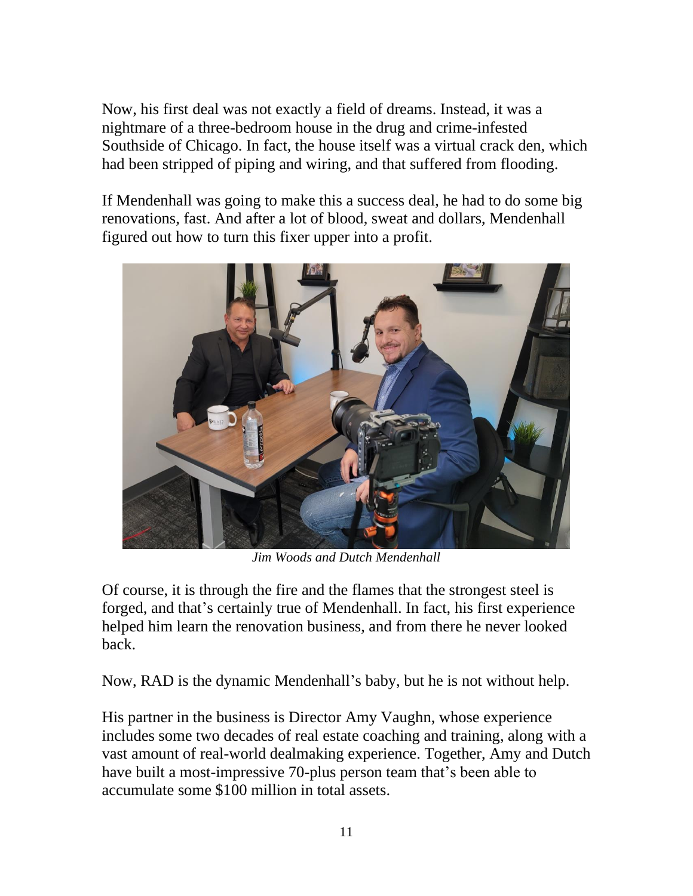Now, his first deal was not exactly a field of dreams. Instead, it was a nightmare of a three-bedroom house in the drug and crime-infested Southside of Chicago. In fact, the house itself was a virtual crack den, which had been stripped of piping and wiring, and that suffered from flooding.

If Mendenhall was going to make this a success deal, he had to do some big renovations, fast. And after a lot of blood, sweat and dollars, Mendenhall figured out how to turn this fixer upper into a profit.

*Jim Woods and Dutch Mendenhall*

Of course, it is through the fire and the flames that the strongest steel is forged, and that's certainly true of Mendenhall. In fact, his first experience helped him learn the renovation business, and from there he never looked back.

Now, RAD is the dynamic Mendenhall's baby, but he is not without help.

His partner in the business is Director Amy Vaughn, whose experience includes some two decades of real estate coaching and training, along with a vast amount of real-world dealmaking experience. Together, Amy and Dutch have built a most-impressive 70-plus person team that's been able to accumulate some $100 million in total assets.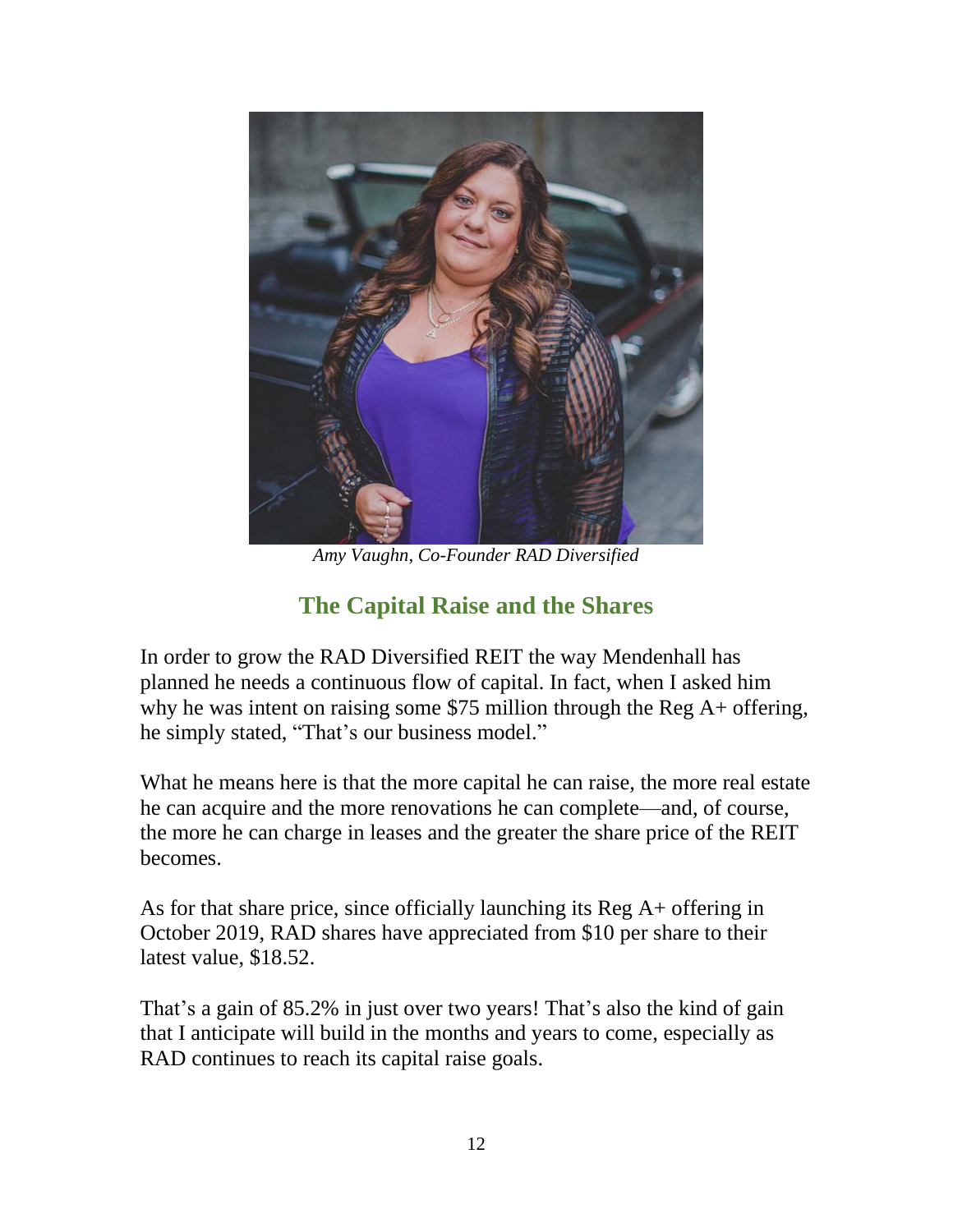*Amy Vaughn, Co-Founder RAD Diversified*

## The Capital Raise and the Shares

In order to grow the RAD Diversified REIT the way Mendenhall has planned he needs a continuous flow of capital. In fact, when I asked him why he was intent on raising some $75 million through the Reg A+ offering, he simply stated, "That's our business model."

What he means here is that the more capital he can raise, the more real estate he can acquire and the more renovations he can complete—and, of course, the more he can charge in leases and the greater the share price of the REIT becomes.

As for that share price, since officially launching its Reg A+ offering in October 2019, RAD shares have appreciated from $10 per share to their latest value, $18.52.

That's a gain of 85.2% in just over two years! That's also the kind of gain that I anticipate will build in the months and years to come, especially as RAD continues to reach its capital raise goals.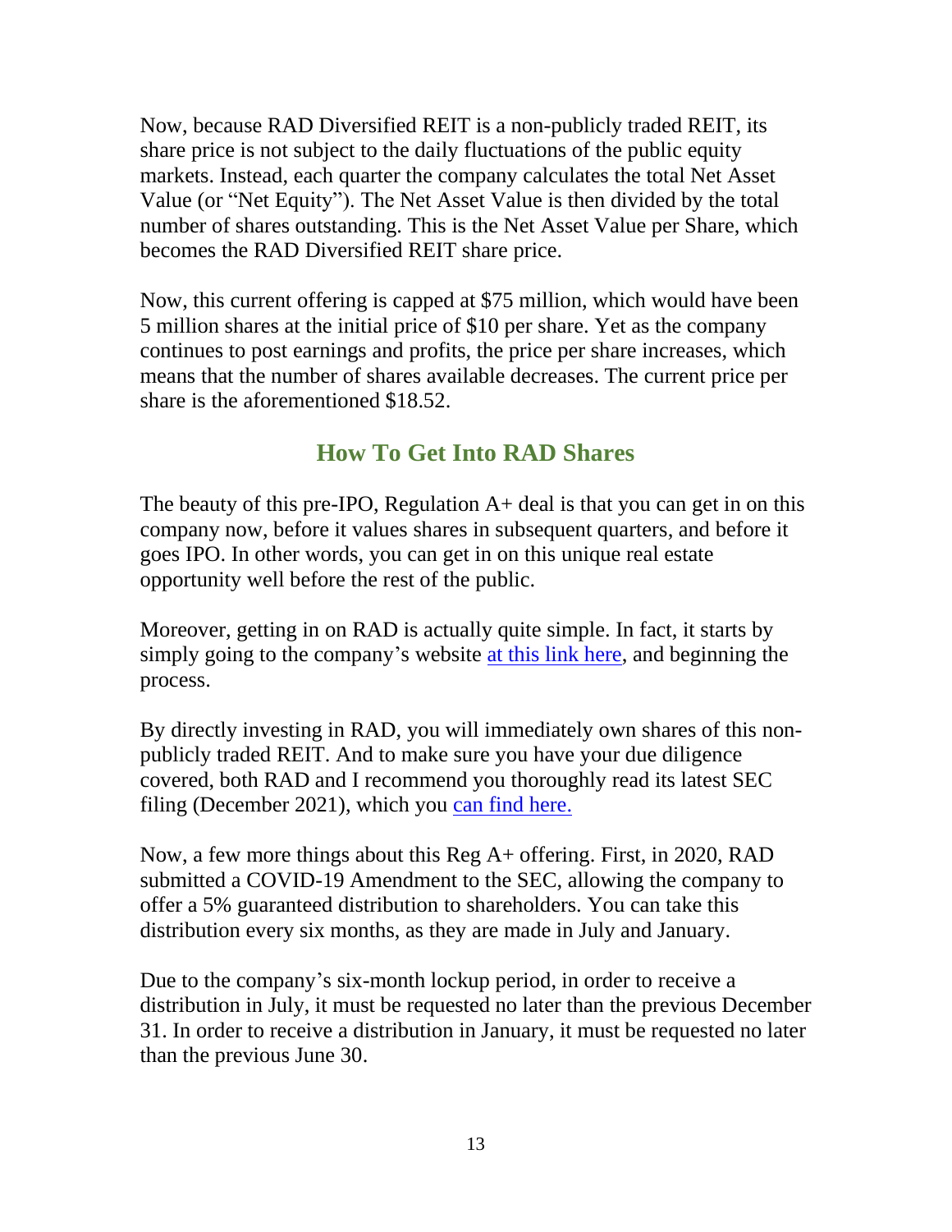Now, because RAD Diversified REIT is a non-publicly traded REIT, its share price is not subject to the daily fluctuations of the public equity markets. Instead, each quarter the company calculates the total Net Asset Value (or "Net Equity"). The Net Asset Value is then divided by the total number of shares outstanding. This is the Net Asset Value per Share, which becomes the RAD Diversified REIT share price.

Now, this current offering is capped at $75 million, which would have been 5 million shares at the initial price of $10 per share. Yet as the company continues to post earnings and profits, the price per share increases, which means that the number of shares available decreases. The current price per share is the aforementioned $18.52.

## How To Get Into RAD Shares

The beauty of this pre-IPO, Regulation A+ deal is that you can get in on this company now, before it values shares in subsequent quarters, and before it goes IPO. In other words, you can get in on this unique real estate opportunity well before the rest of the public.

Moreover, getting in on RAD is actually quite simple. In fact, it starts by simply going to the company's website at this link here, and beginning the process.

By directly investing in RAD, you will immediately own shares of this non-publicly traded REIT. And to make sure you have your due diligence covered, both RAD and I recommend you thoroughly read its latest SEC filing (December 2021), which you can find here.

Now, a few more things about this Reg A+ offering. First, in 2020, RAD submitted a COVID-19 Amendment to the SEC, allowing the company to offer a 5% guaranteed distribution to shareholders. You can take this distribution every six months, as they are made in July and January.

Due to the company's six-month lockup period, in order to receive a distribution in July, it must be requested no later than the previous December 31. In order to receive a distribution in January, it must be requested no later than the previous June 30.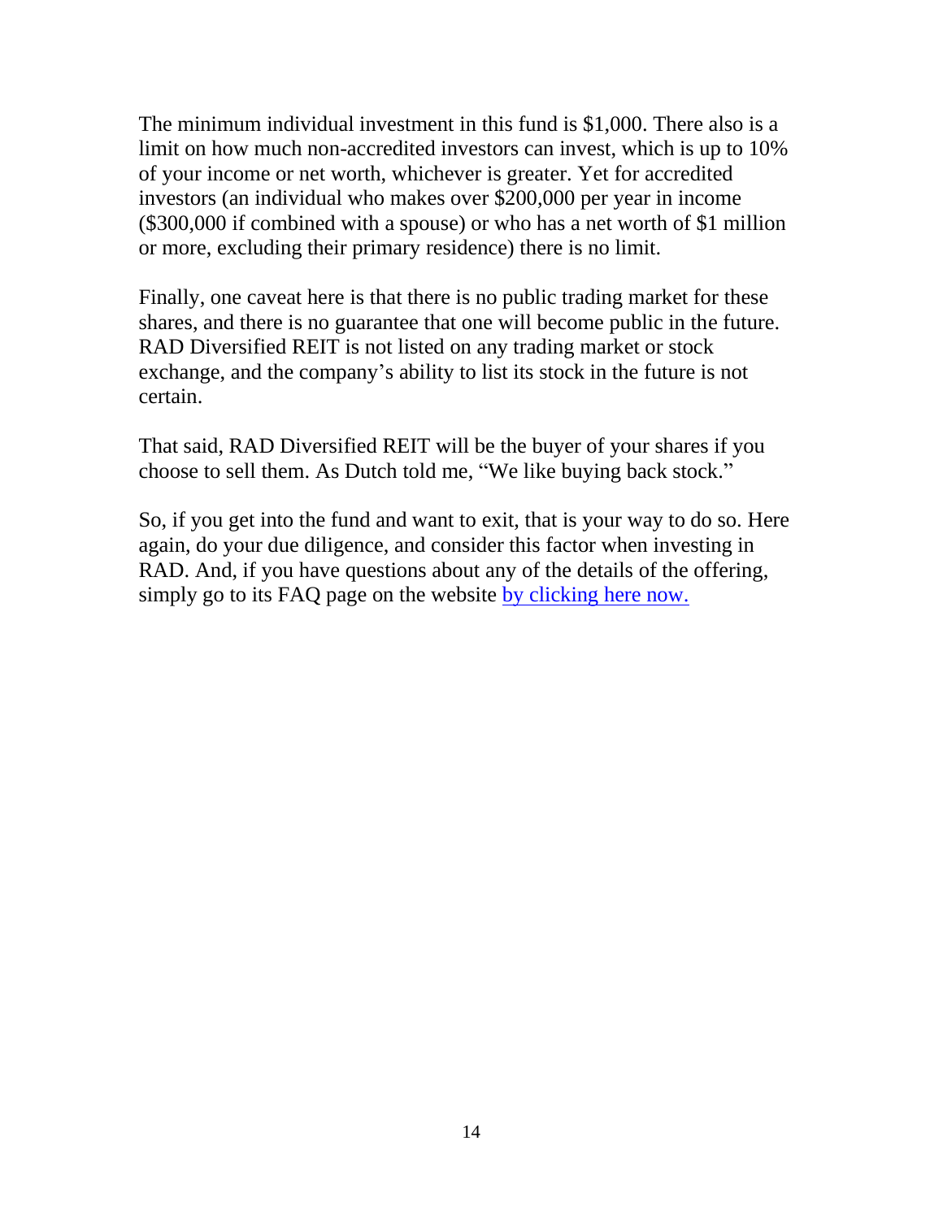The minimum individual investment in this fund is $1,000. There also is a limit on how much non-accredited investors can invest, which is up to 10% of your income or net worth, whichever is greater. Yet for accredited investors (an individual who makes over $200,000 per year in income ($300,000 if combined with a spouse) or who has a net worth of $1 million or more, excluding their primary residence) there is no limit.

Finally, one caveat here is that there is no public trading market for these shares, and there is no guarantee that one will become public in the future. RAD Diversified REIT is not listed on any trading market or stock exchange, and the company's ability to list its stock in the future is not certain.

That said, RAD Diversified REIT will be the buyer of your shares if you choose to sell them. As Dutch told me, "We like buying back stock."

So, if you get into the fund and want to exit, that is your way to do so. Here again, do your due diligence, and consider this factor when investing in RAD. And, if you have questions about any of the details of the offering, simply go to its FAQ page on the website by clicking here now.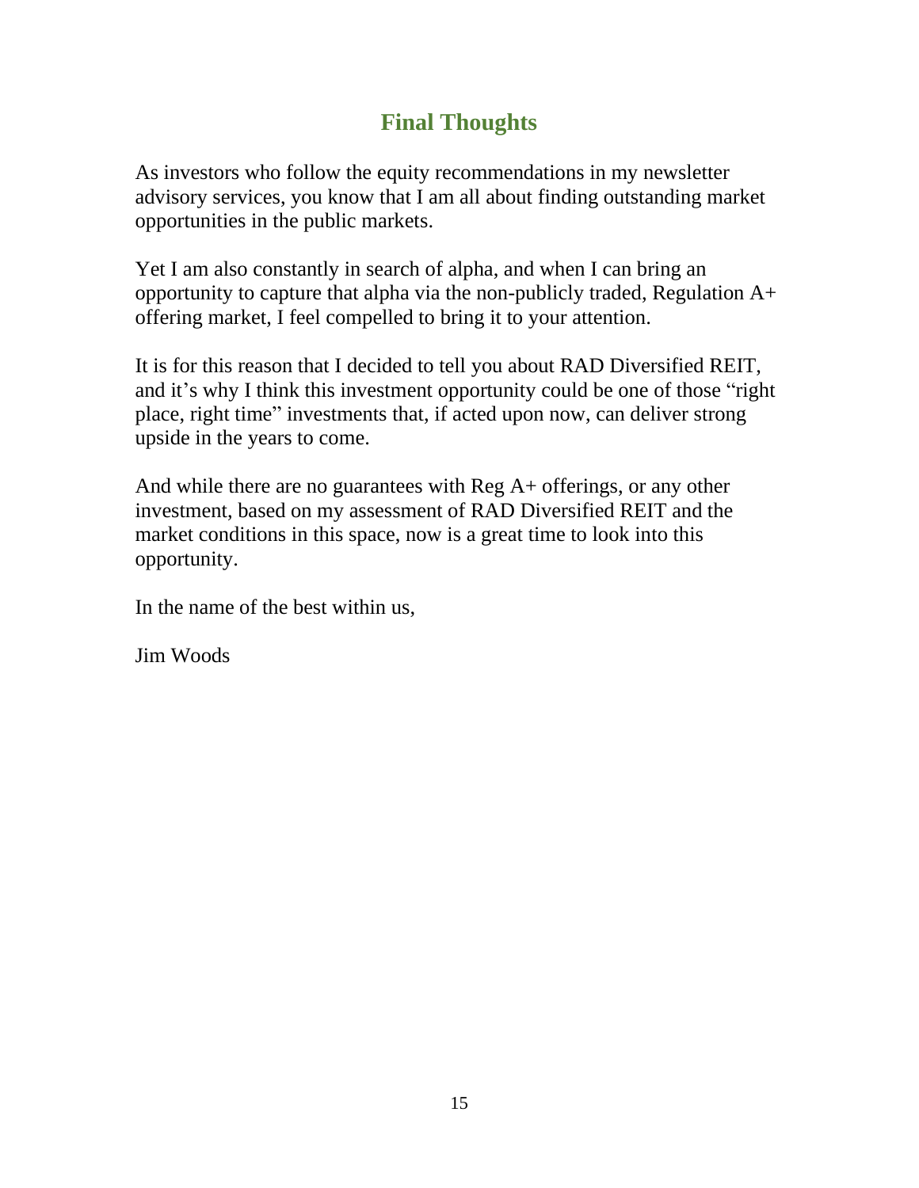## Final Thoughts

As investors who follow the equity recommendations in my newsletter advisory services, you know that I am all about finding outstanding market opportunities in the public markets.

Yet I am also constantly in search of alpha, and when I can bring an opportunity to capture that alpha via the non-publicly traded, Regulation A+ offering market, I feel compelled to bring it to your attention.

It is for this reason that I decided to tell you about RAD Diversified REIT, and it's why I think this investment opportunity could be one of those "right place, right time" investments that, if acted upon now, can deliver strong upside in the years to come.

And while there are no guarantees with Reg A+ offerings, or any other investment, based on my assessment of RAD Diversified REIT and the market conditions in this space, now is a great time to look into this opportunity.

In the name of the best within us,

Jim Woods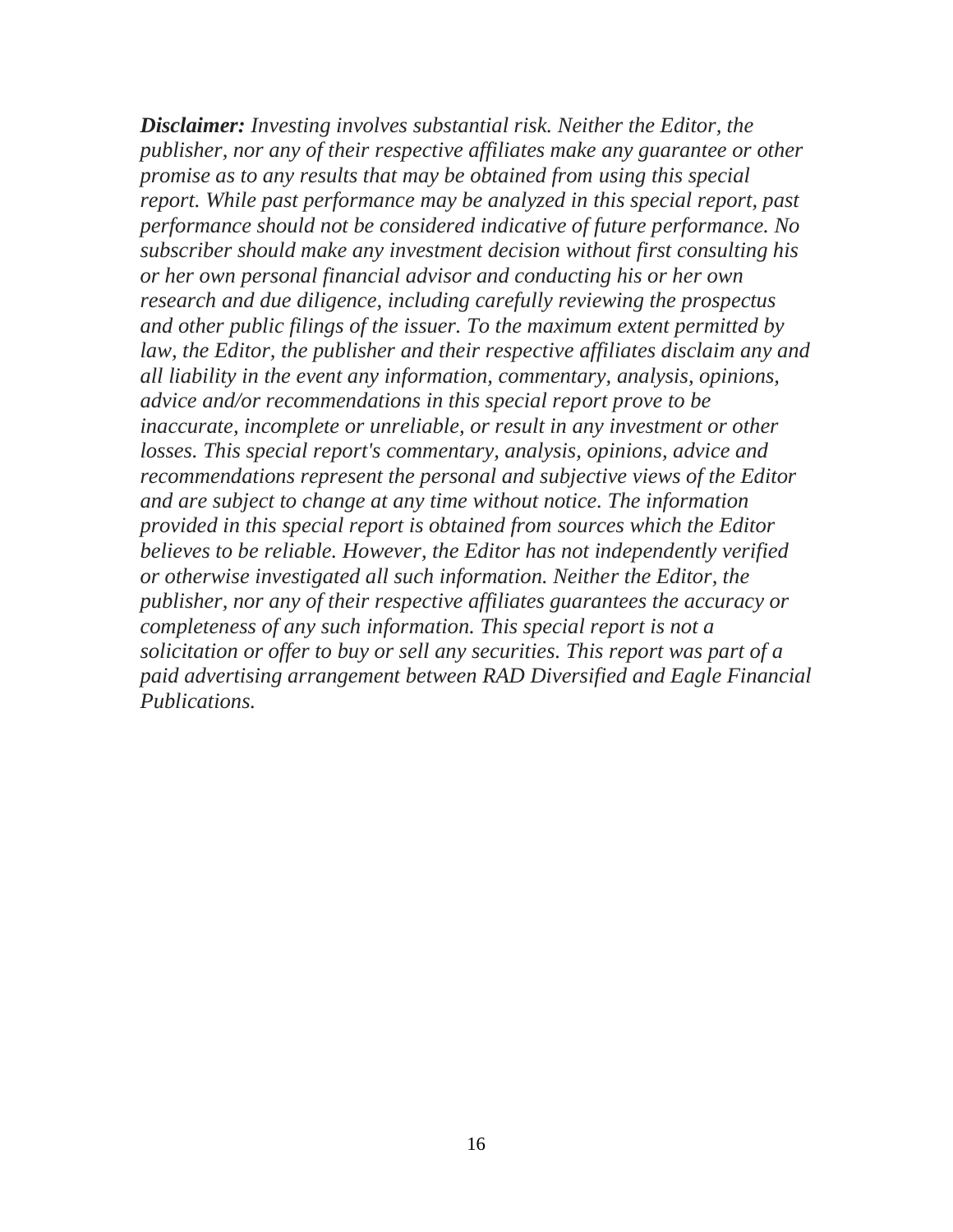***Disclaimer:*** *Investing involves substantial risk. Neither the Editor, the publisher, nor any of their respective affiliates make any guarantee or other promise as to any results that may be obtained from using this special report. While past performance may be analyzed in this special report, past performance should not be considered indicative of future performance. No subscriber should make any investment decision without first consulting his or her own personal financial advisor and conducting his or her own research and due diligence, including carefully reviewing the prospectus and other public filings of the issuer. To the maximum extent permitted by law, the Editor, the publisher and their respective affiliates disclaim any and all liability in the event any information, commentary, analysis, opinions, advice and/or recommendations in this special report prove to be inaccurate, incomplete or unreliable, or result in any investment or other losses. This special report's commentary, analysis, opinions, advice and recommendations represent the personal and subjective views of the Editor and are subject to change at any time without notice. The information provided in this special report is obtained from sources which the Editor believes to be reliable. However, the Editor has not independently verified or otherwise investigated all such information. Neither the Editor, the publisher, nor any of their respective affiliates guarantees the accuracy or completeness of any such information. This special report is not a solicitation or offer to buy or sell any securities. This report was part of a paid advertising arrangement between RAD Diversified and Eagle Financial Publications.*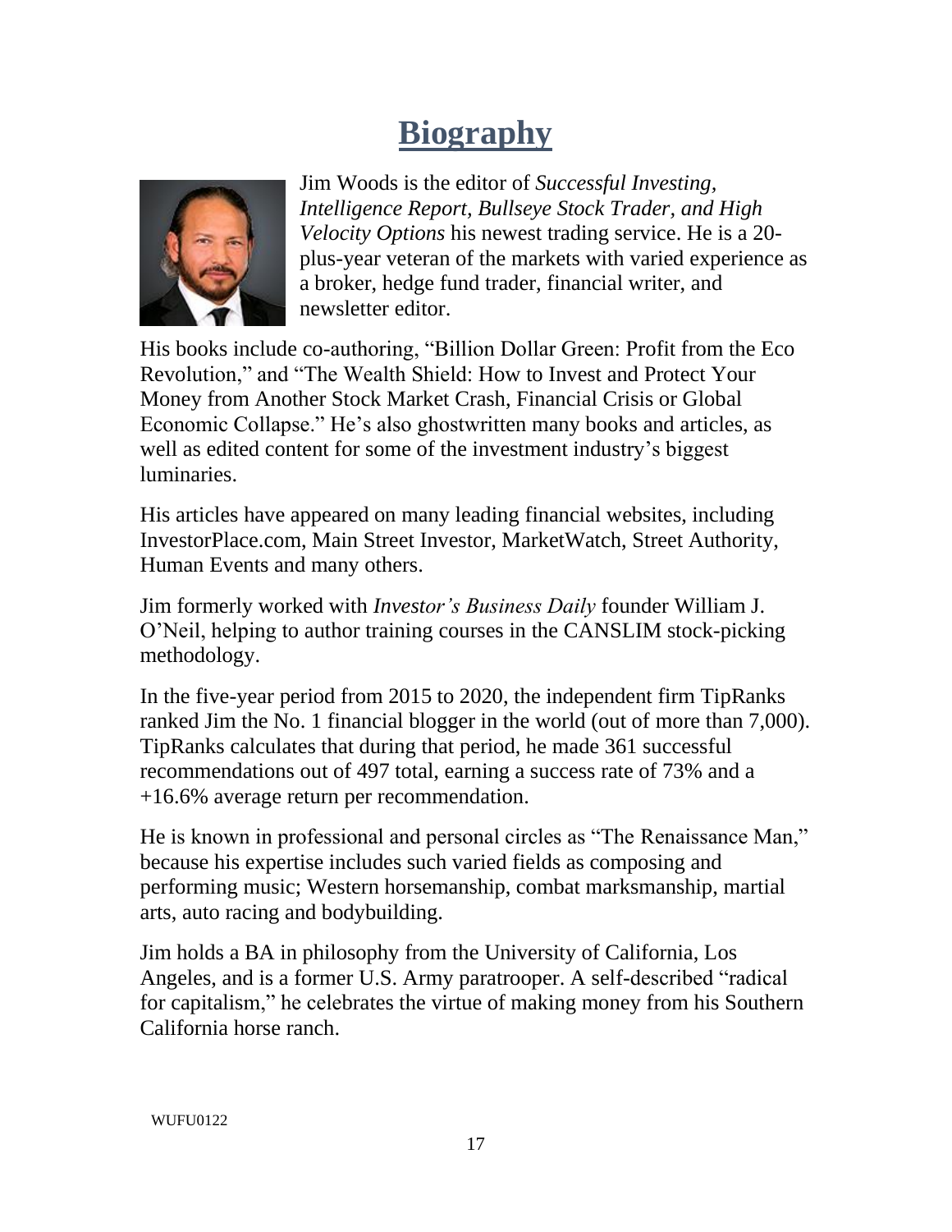# Biography

Jim Woods is the editor of *Successful Investing, Intelligence Report, Bullseye Stock Trader, and High Velocity Options* his newest trading service. He is a 20-plus-year veteran of the markets with varied experience as a broker, hedge fund trader, financial writer, and newsletter editor.

His books include co-authoring, "Billion Dollar Green: Profit from the Eco Revolution," and "The Wealth Shield: How to Invest and Protect Your Money from Another Stock Market Crash, Financial Crisis or Global Economic Collapse." He's also ghostwritten many books and articles, as well as edited content for some of the investment industry's biggest luminaries.

His articles have appeared on many leading financial websites, including InvestorPlace.com, Main Street Investor, MarketWatch, Street Authority, Human Events and many others.

Jim formerly worked with *Investor's Business Daily* founder William J. O'Neil, helping to author training courses in the CANSLIM stock-picking methodology.

In the five-year period from 2015 to 2020, the independent firm TipRanks ranked Jim the No. 1 financial blogger in the world (out of more than 7,000). TipRanks calculates that during that period, he made 361 successful recommendations out of 497 total, earning a success rate of 73% and a +16.6% average return per recommendation.

He is known in professional and personal circles as "The Renaissance Man," because his expertise includes such varied fields as composing and performing music; Western horsemanship, combat marksmanship, martial arts, auto racing and bodybuilding.

Jim holds a BA in philosophy from the University of California, Los Angeles, and is a former U.S. Army paratrooper. A self-described "radical for capitalism," he celebrates the virtue of making money from his Southern California horse ranch.

WUFU0122